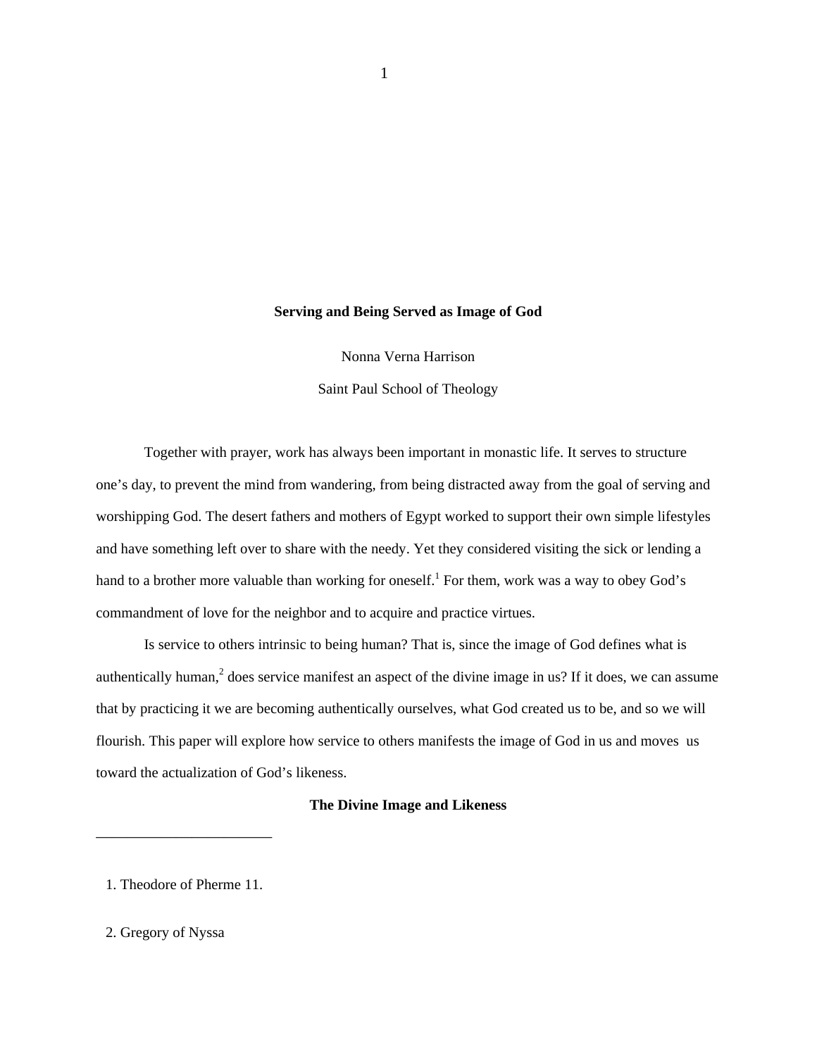# Serving and Being Served as Image of God

Nonna Verna Harrison

Saint Paul School of Theology

Together with prayer, work has always been important in monastic life. It serves to structure one's day, to prevent the mind from wandering, from being distracted away from the goal of serving and worshipping God. The desert fathers and mothers of Egypt worked to support their own simple lifestyles and have something left over to share with the needy. Yet they considered visiting the sick or lending a hand to a brother more valuable than working for oneself.[1] For them, work was a way to obey God's commandment of love for the neighbor and to acquire and practice virtues.

Is service to others intrinsic to being human? That is, since the image of God defines what is authentically human,[2] does service manifest an aspect of the divine image in us? If it does, we can assume that by practicing it we are becoming authentically ourselves, what God created us to be, and so we will flourish. This paper will explore how service to others manifests the image of God in us and moves us toward the actualization of God's likeness.

## The Divine Image and Likeness

---

1. Theodore of Pherme 11.

2. Gregory of Nyssa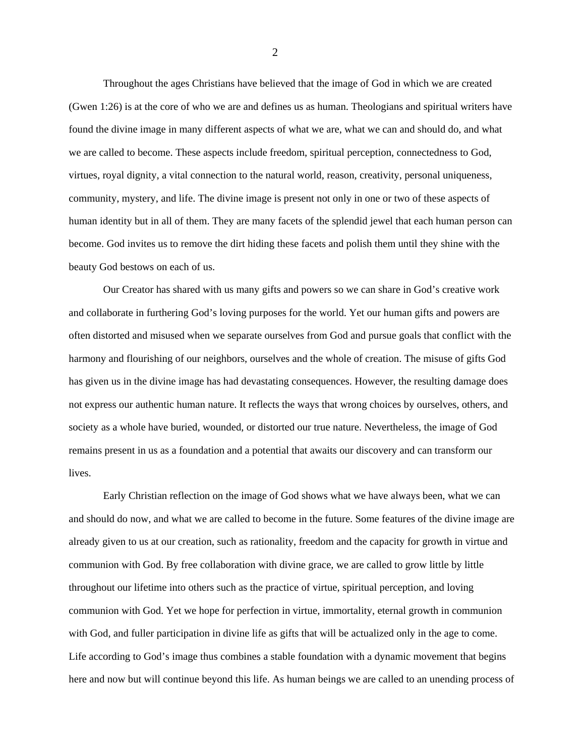Throughout the ages Christians have believed that the image of God in which we are created (Gwen 1:26) is at the core of who we are and defines us as human. Theologians and spiritual writers have found the divine image in many different aspects of what we are, what we can and should do, and what we are called to become. These aspects include freedom, spiritual perception, connectedness to God, virtues, royal dignity, a vital connection to the natural world, reason, creativity, personal uniqueness, community, mystery, and life. The divine image is present not only in one or two of these aspects of human identity but in all of them. They are many facets of the splendid jewel that each human person can become. God invites us to remove the dirt hiding these facets and polish them until they shine with the beauty God bestows on each of us.

Our Creator has shared with us many gifts and powers so we can share in God's creative work and collaborate in furthering God's loving purposes for the world. Yet our human gifts and powers are often distorted and misused when we separate ourselves from God and pursue goals that conflict with the harmony and flourishing of our neighbors, ourselves and the whole of creation. The misuse of gifts God has given us in the divine image has had devastating consequences. However, the resulting damage does not express our authentic human nature. It reflects the ways that wrong choices by ourselves, others, and society as a whole have buried, wounded, or distorted our true nature. Nevertheless, the image of God remains present in us as a foundation and a potential that awaits our discovery and can transform our lives.

Early Christian reflection on the image of God shows what we have always been, what we can and should do now, and what we are called to become in the future. Some features of the divine image are already given to us at our creation, such as rationality, freedom and the capacity for growth in virtue and communion with God. By free collaboration with divine grace, we are called to grow little by little throughout our lifetime into others such as the practice of virtue, spiritual perception, and loving communion with God. Yet we hope for perfection in virtue, immortality, eternal growth in communion with God, and fuller participation in divine life as gifts that will be actualized only in the age to come. Life according to God's image thus combines a stable foundation with a dynamic movement that begins here and now but will continue beyond this life. As human beings we are called to an unending process of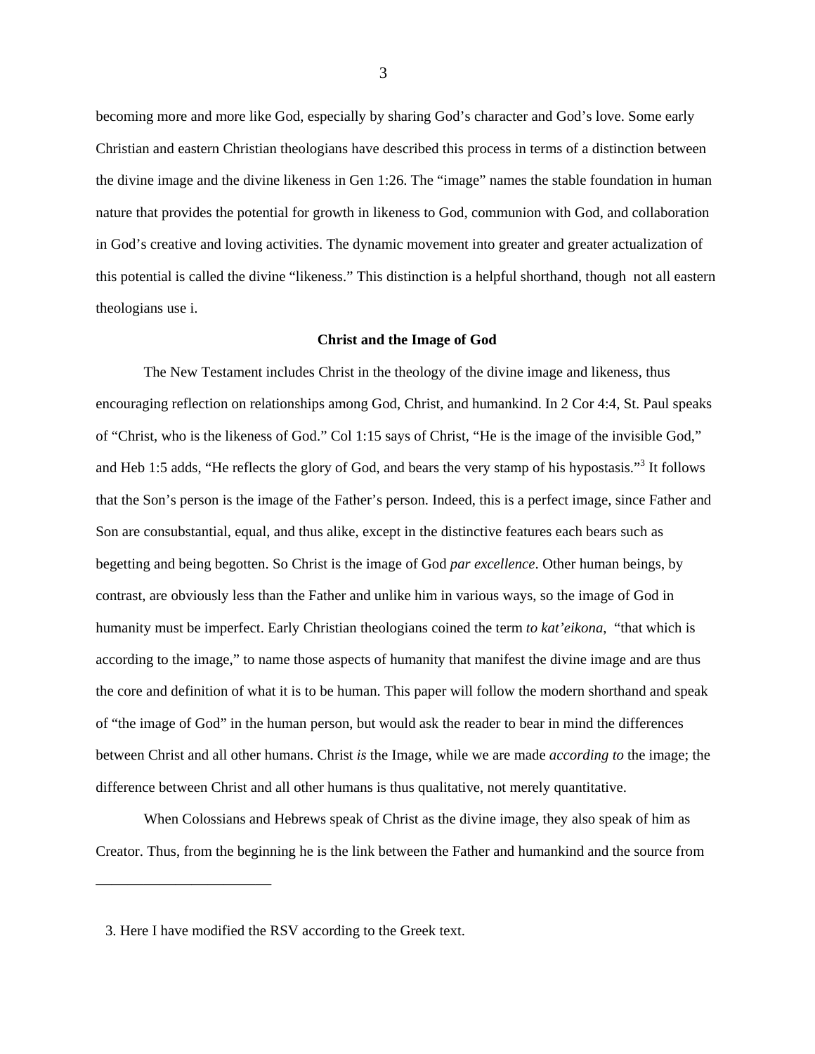becoming more and more like God, especially by sharing God's character and God's love. Some early Christian and eastern Christian theologians have described this process in terms of a distinction between the divine image and the divine likeness in Gen 1:26. The "image" names the stable foundation in human nature that provides the potential for growth in likeness to God, communion with God, and collaboration in God's creative and loving activities. The dynamic movement into greater and greater actualization of this potential is called the divine "likeness." This distinction is a helpful shorthand, though not all eastern theologians use i.

## Christ and the Image of God

The New Testament includes Christ in the theology of the divine image and likeness, thus encouraging reflection on relationships among God, Christ, and humankind. In 2 Cor 4:4, St. Paul speaks of "Christ, who is the likeness of God." Col 1:15 says of Christ, "He is the image of the invisible God," and Heb 1:5 adds, "He reflects the glory of God, and bears the very stamp of his hypostasis."[3] It follows that the Son's person is the image of the Father's person. Indeed, this is a perfect image, since Father and Son are consubstantial, equal, and thus alike, except in the distinctive features each bears such as begetting and being begotten. So Christ is the image of God *par excellence*. Other human beings, by contrast, are obviously less than the Father and unlike him in various ways, so the image of God in humanity must be imperfect. Early Christian theologians coined the term *to kat'eikona*, "that which is according to the image," to name those aspects of humanity that manifest the divine image and are thus the core and definition of what it is to be human. This paper will follow the modern shorthand and speak of "the image of God" in the human person, but would ask the reader to bear in mind the differences between Christ and all other humans. Christ *is* the Image, while we are made *according to* the image; the difference between Christ and all other humans is thus qualitative, not merely quantitative.

When Colossians and Hebrews speak of Christ as the divine image, they also speak of him as Creator. Thus, from the beginning he is the link between the Father and humankind and the source from

---

3. Here I have modified the RSV according to the Greek text.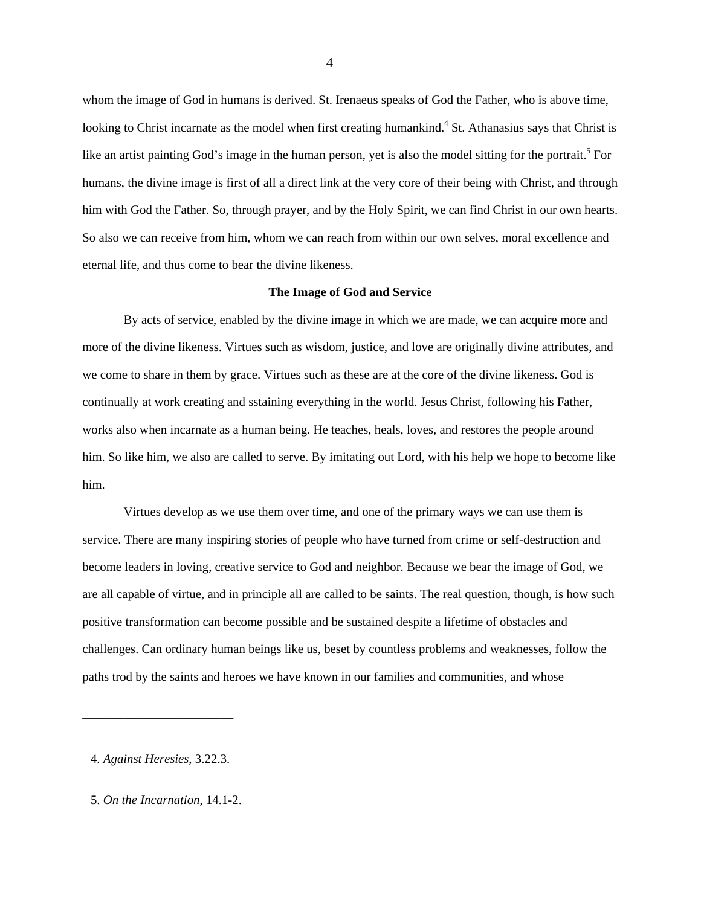whom the image of God in humans is derived. St. Irenaeus speaks of God the Father, who is above time, looking to Christ incarnate as the model when first creating humankind.[4] St. Athanasius says that Christ is like an artist painting God's image in the human person, yet is also the model sitting for the portrait.[5] For humans, the divine image is first of all a direct link at the very core of their being with Christ, and through him with God the Father. So, through prayer, and by the Holy Spirit, we can find Christ in our own hearts. So also we can receive from him, whom we can reach from within our own selves, moral excellence and eternal life, and thus come to bear the divine likeness.

### The Image of God and Service

By acts of service, enabled by the divine image in which we are made, we can acquire more and more of the divine likeness. Virtues such as wisdom, justice, and love are originally divine attributes, and we come to share in them by grace. Virtues such as these are at the core of the divine likeness. God is continually at work creating and sstaining everything in the world. Jesus Christ, following his Father, works also when incarnate as a human being. He teaches, heals, loves, and restores the people around him. So like him, we also are called to serve. By imitating out Lord, with his help we hope to become like him.

Virtues develop as we use them over time, and one of the primary ways we can use them is service. There are many inspiring stories of people who have turned from crime or self-destruction and become leaders in loving, creative service to God and neighbor. Because we bear the image of God, we are all capable of virtue, and in principle all are called to be saints. The real question, though, is how such positive transformation can become possible and be sustained despite a lifetime of obstacles and challenges. Can ordinary human beings like us, beset by countless problems and weaknesses, follow the paths trod by the saints and heroes we have known in our families and communities, and whose

---

4. *Against Heresies*, 3.22.3.

5. *On the Incarnation*, 14.1-2.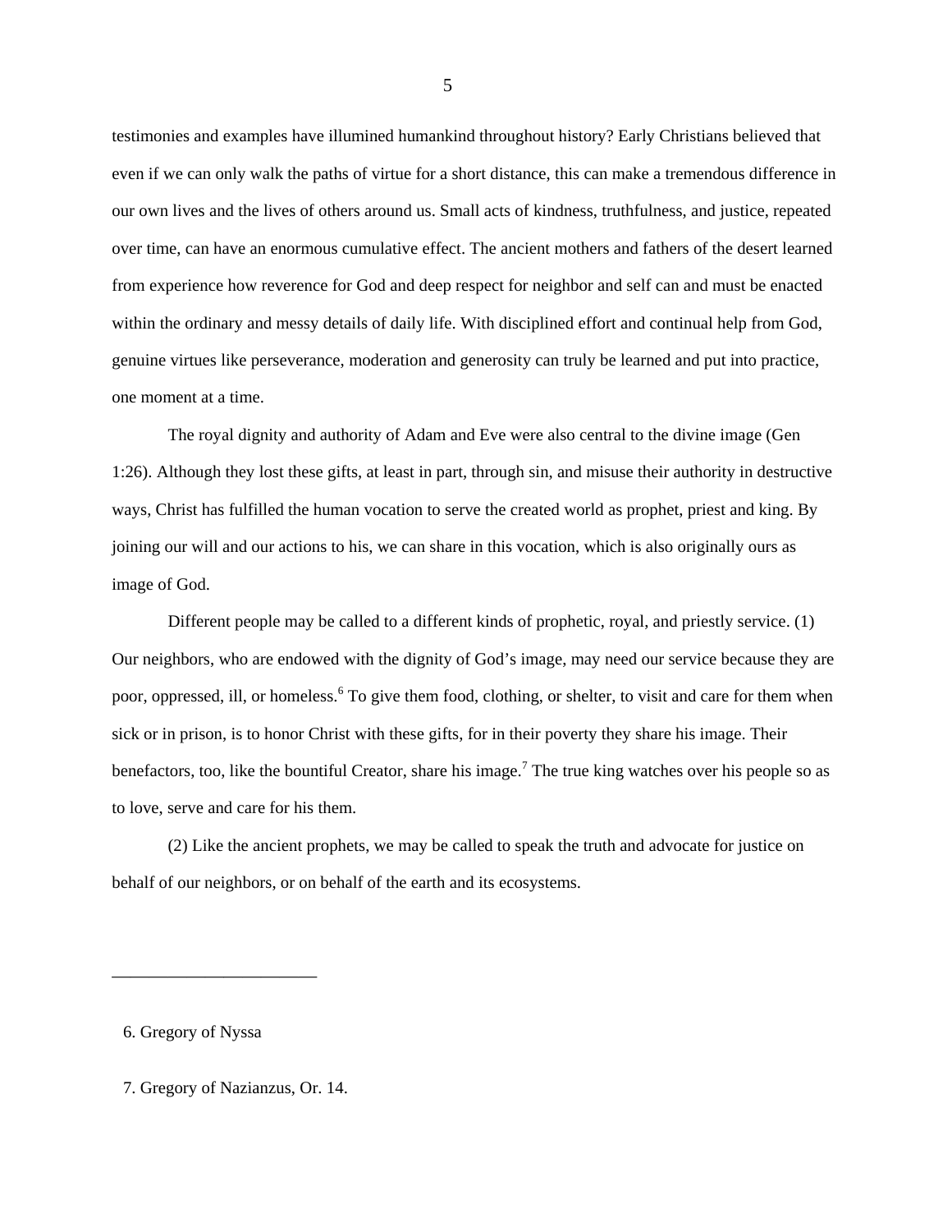testimonies and examples have illumined humankind throughout history? Early Christians believed that even if we can only walk the paths of virtue for a short distance, this can make a tremendous difference in our own lives and the lives of others around us. Small acts of kindness, truthfulness, and justice, repeated over time, can have an enormous cumulative effect. The ancient mothers and fathers of the desert learned from experience how reverence for God and deep respect for neighbor and self can and must be enacted within the ordinary and messy details of daily life. With disciplined effort and continual help from God, genuine virtues like perseverance, moderation and generosity can truly be learned and put into practice, one moment at a time.

The royal dignity and authority of Adam and Eve were also central to the divine image (Gen 1:26). Although they lost these gifts, at least in part, through sin, and misuse their authority in destructive ways, Christ has fulfilled the human vocation to serve the created world as prophet, priest and king. By joining our will and our actions to his, we can share in this vocation, which is also originally ours as image of God.

Different people may be called to a different kinds of prophetic, royal, and priestly service. (1) Our neighbors, who are endowed with the dignity of God's image, may need our service because they are poor, oppressed, ill, or homeless.[6] To give them food, clothing, or shelter, to visit and care for them when sick or in prison, is to honor Christ with these gifts, for in their poverty they share his image. Their benefactors, too, like the bountiful Creator, share his image.[7] The true king watches over his people so as to love, serve and care for his them.

(2) Like the ancient prophets, we may be called to speak the truth and advocate for justice on behalf of our neighbors, or on behalf of the earth and its ecosystems.

---

6. Gregory of Nyssa

7. Gregory of Nazianzus, Or. 14.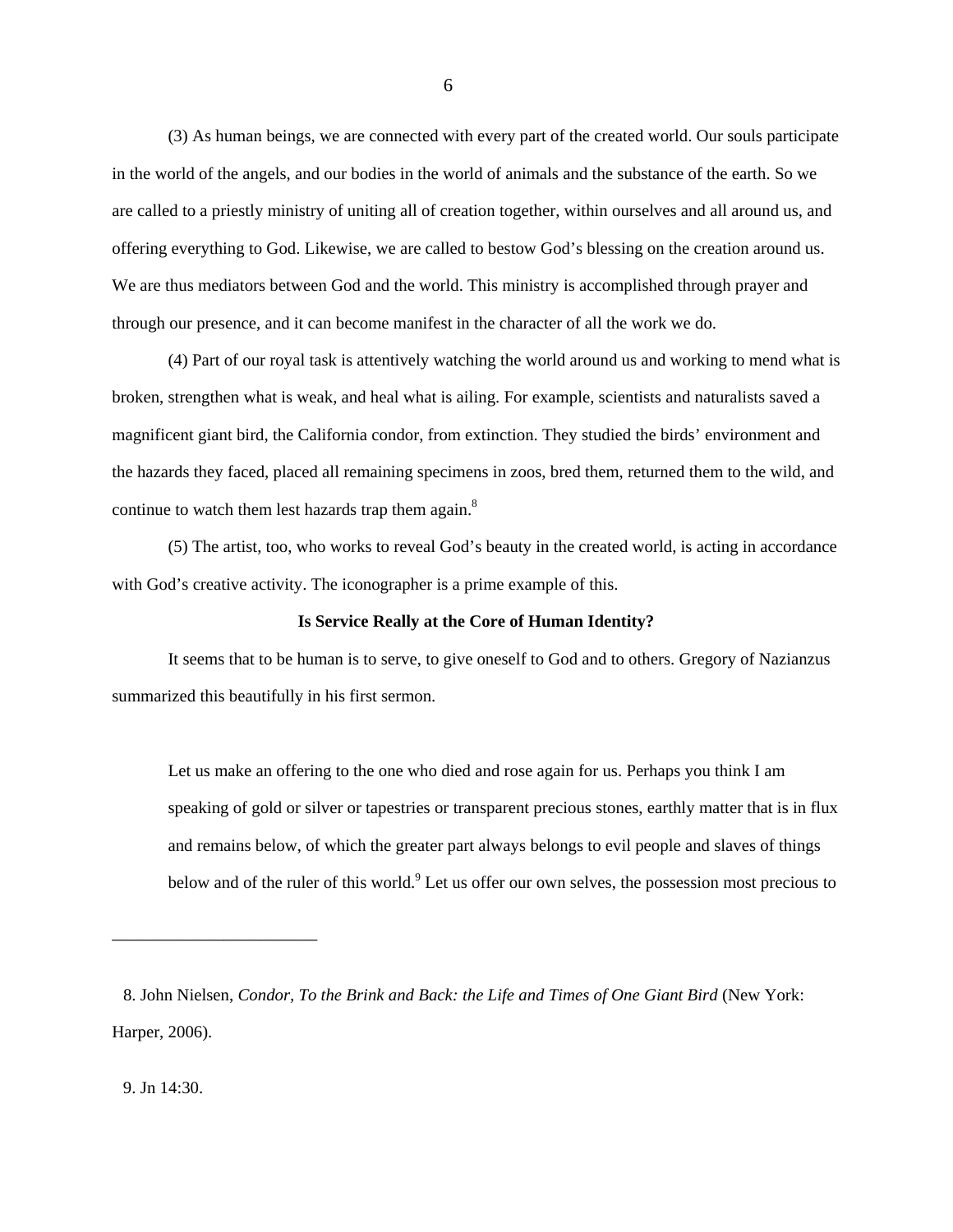(3) As human beings, we are connected with every part of the created world. Our souls participate in the world of the angels, and our bodies in the world of animals and the substance of the earth. So we are called to a priestly ministry of uniting all of creation together, within ourselves and all around us, and offering everything to God. Likewise, we are called to bestow God's blessing on the creation around us. We are thus mediators between God and the world. This ministry is accomplished through prayer and through our presence, and it can become manifest in the character of all the work we do.

(4) Part of our royal task is attentively watching the world around us and working to mend what is broken, strengthen what is weak, and heal what is ailing. For example, scientists and naturalists saved a magnificent giant bird, the California condor, from extinction. They studied the birds' environment and the hazards they faced, placed all remaining specimens in zoos, bred them, returned them to the wild, and continue to watch them lest hazards trap them again.[8]

(5) The artist, too, who works to reveal God's beauty in the created world, is acting in accordance with God's creative activity. The iconographer is a prime example of this.

**Is Service Really at the Core of Human Identity?**

It seems that to be human is to serve, to give oneself to God and to others. Gregory of Nazianzus summarized this beautifully in his first sermon.

> Let us make an offering to the one who died and rose again for us. Perhaps you think I am speaking of gold or silver or tapestries or transparent precious stones, earthly matter that is in flux and remains below, of which the greater part always belongs to evil people and slaves of things below and of the ruler of this world.[9] Let us offer our own selves, the possession most precious to

---

8. John Nielsen, *Condor, To the Brink and Back: the Life and Times of One Giant Bird* (New York: Harper, 2006).

9. Jn 14:30.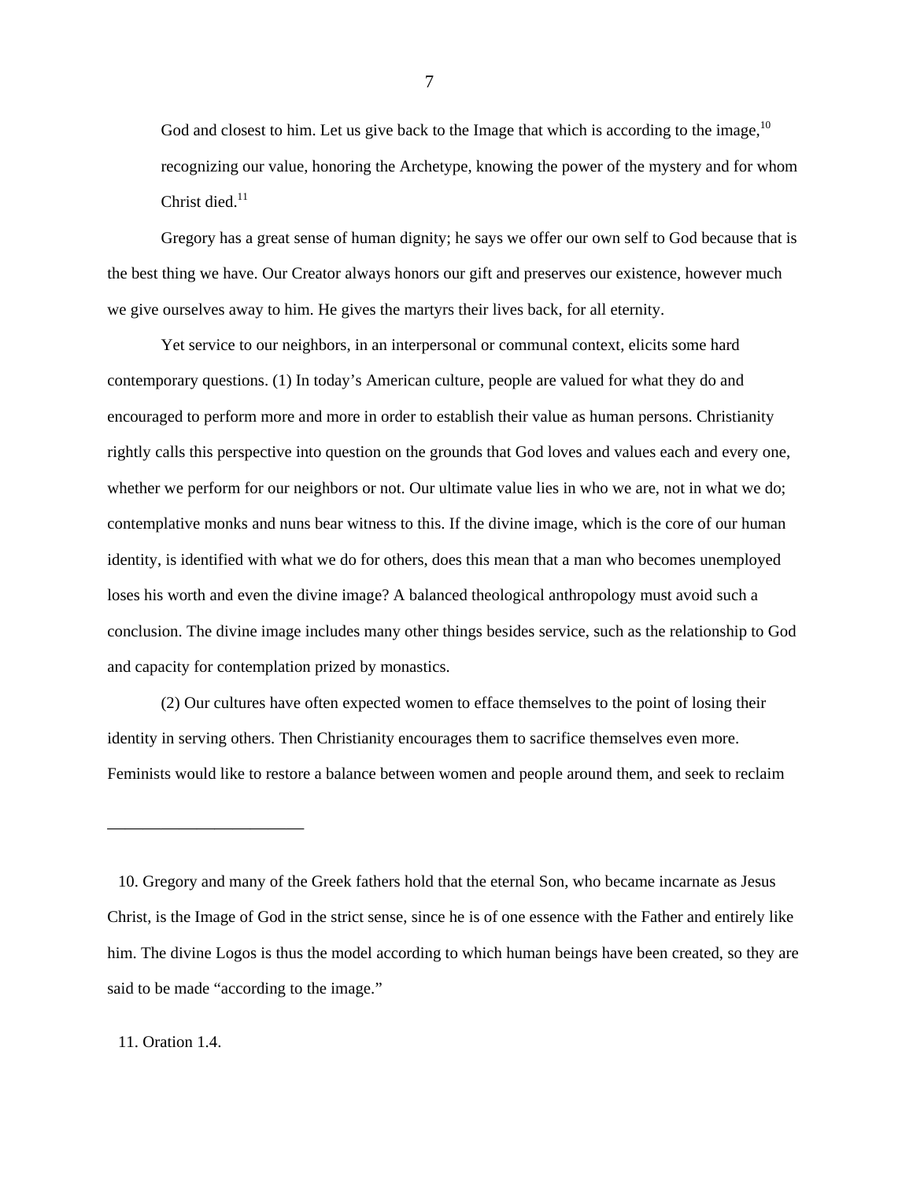God and closest to him. Let us give back to the Image that which is according to the image,[10] recognizing our value, honoring the Archetype, knowing the power of the mystery and for whom Christ died.[11]

Gregory has a great sense of human dignity; he says we offer our own self to God because that is the best thing we have. Our Creator always honors our gift and preserves our existence, however much we give ourselves away to him. He gives the martyrs their lives back, for all eternity.

Yet service to our neighbors, in an interpersonal or communal context, elicits some hard contemporary questions. (1) In today's American culture, people are valued for what they do and encouraged to perform more and more in order to establish their value as human persons. Christianity rightly calls this perspective into question on the grounds that God loves and values each and every one, whether we perform for our neighbors or not. Our ultimate value lies in who we are, not in what we do; contemplative monks and nuns bear witness to this. If the divine image, which is the core of our human identity, is identified with what we do for others, does this mean that a man who becomes unemployed loses his worth and even the divine image? A balanced theological anthropology must avoid such a conclusion. The divine image includes many other things besides service, such as the relationship to God and capacity for contemplation prized by monastics.

(2) Our cultures have often expected women to efface themselves to the point of losing their identity in serving others. Then Christianity encourages them to sacrifice themselves even more. Feminists would like to restore a balance between women and people around them, and seek to reclaim

---

10. Gregory and many of the Greek fathers hold that the eternal Son, who became incarnate as Jesus Christ, is the Image of God in the strict sense, since he is of one essence with the Father and entirely like him. The divine Logos is thus the model according to which human beings have been created, so they are said to be made "according to the image."

11. Oration 1.4.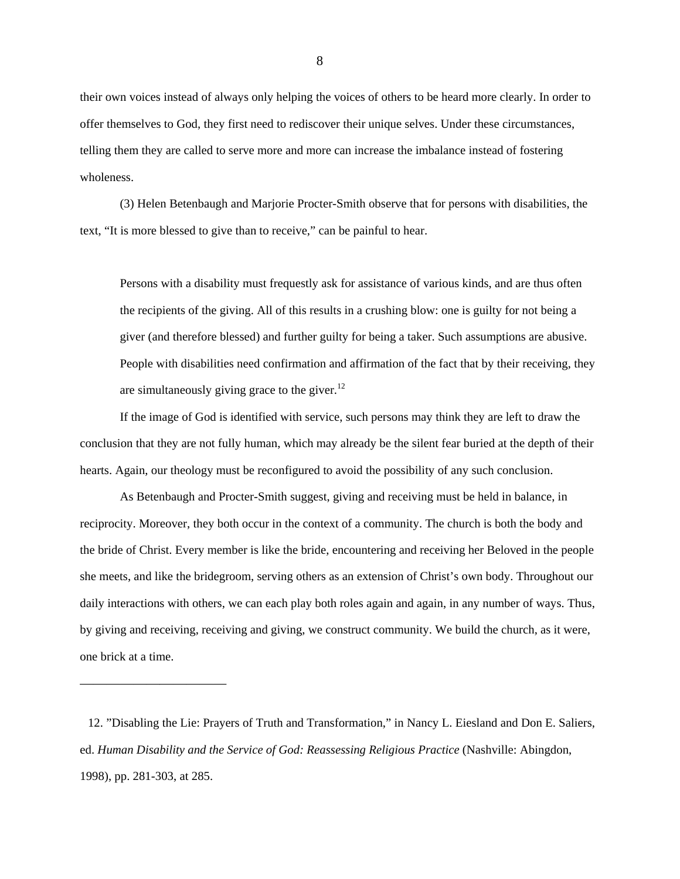their own voices instead of always only helping the voices of others to be heard more clearly. In order to offer themselves to God, they first need to rediscover their unique selves. Under these circumstances, telling them they are called to serve more and more can increase the imbalance instead of fostering wholeness.

(3) Helen Betenbaugh and Marjorie Procter-Smith observe that for persons with disabilities, the text, "It is more blessed to give than to receive," can be painful to hear.

> Persons with a disability must frequestly ask for assistance of various kinds, and are thus often the recipients of the giving. All of this results in a crushing blow: one is guilty for not being a giver (and therefore blessed) and further guilty for being a taker. Such assumptions are abusive. People with disabilities need confirmation and affirmation of the fact that by their receiving, they are simultaneously giving grace to the giver.[12]

If the image of God is identified with service, such persons may think they are left to draw the conclusion that they are not fully human, which may already be the silent fear buried at the depth of their hearts. Again, our theology must be reconfigured to avoid the possibility of any such conclusion.

As Betenbaugh and Procter-Smith suggest, giving and receiving must be held in balance, in reciprocity. Moreover, they both occur in the context of a community. The church is both the body and the bride of Christ. Every member is like the bride, encountering and receiving her Beloved in the people she meets, and like the bridegroom, serving others as an extension of Christ's own body. Throughout our daily interactions with others, we can each play both roles again and again, in any number of ways. Thus, by giving and receiving, receiving and giving, we construct community. We build the church, as it were, one brick at a time.

---

12. "Disabling the Lie: Prayers of Truth and Transformation," in Nancy L. Eiesland and Don E. Saliers, ed. *Human Disability and the Service of God: Reassessing Religious Practice* (Nashville: Abingdon, 1998), pp. 281-303, at 285.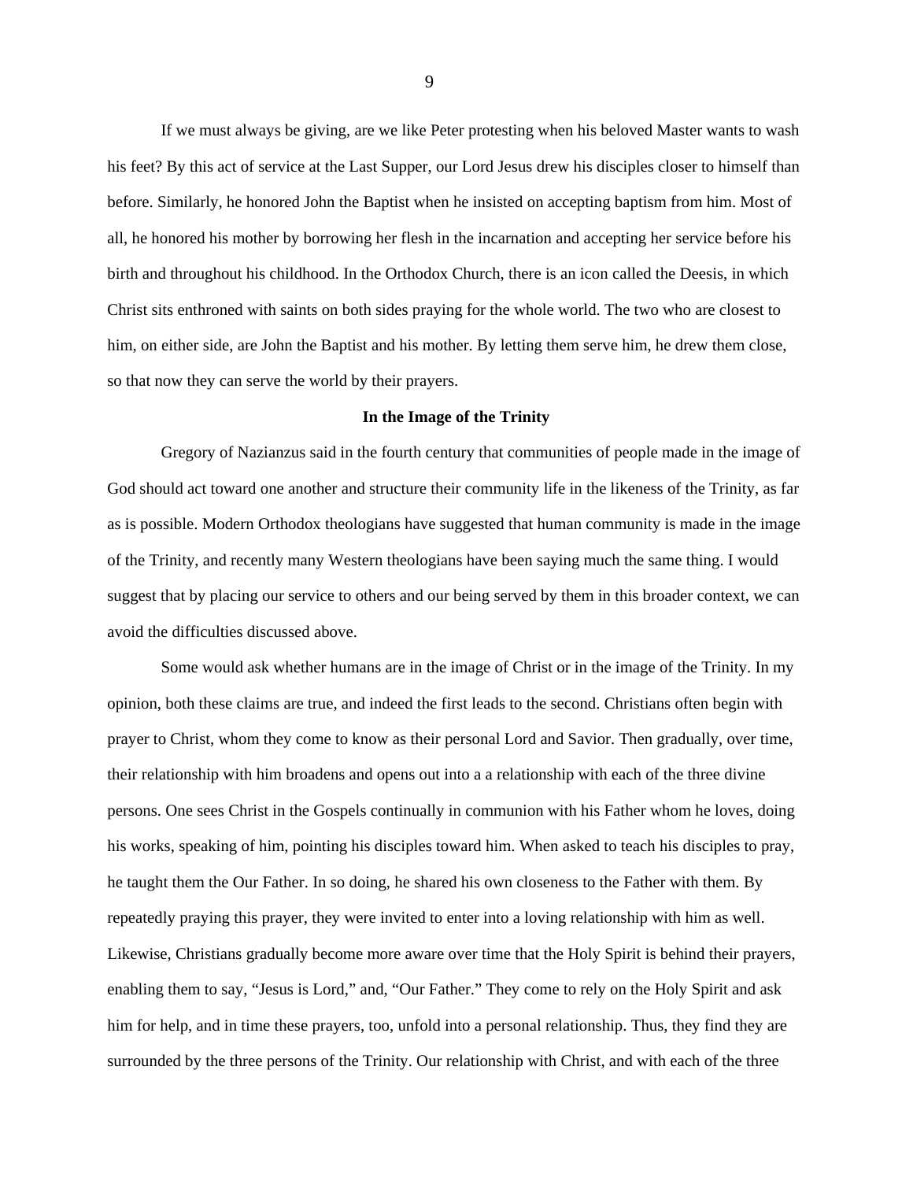If we must always be giving, are we like Peter protesting when his beloved Master wants to wash his feet? By this act of service at the Last Supper, our Lord Jesus drew his disciples closer to himself than before. Similarly, he honored John the Baptist when he insisted on accepting baptism from him. Most of all, he honored his mother by borrowing her flesh in the incarnation and accepting her service before his birth and throughout his childhood. In the Orthodox Church, there is an icon called the Deesis, in which Christ sits enthroned with saints on both sides praying for the whole world. The two who are closest to him, on either side, are John the Baptist and his mother. By letting them serve him, he drew them close, so that now they can serve the world by their prayers.

**In the Image of the Trinity**

Gregory of Nazianzus said in the fourth century that communities of people made in the image of God should act toward one another and structure their community life in the likeness of the Trinity, as far as is possible. Modern Orthodox theologians have suggested that human community is made in the image of the Trinity, and recently many Western theologians have been saying much the same thing. I would suggest that by placing our service to others and our being served by them in this broader context, we can avoid the difficulties discussed above.

Some would ask whether humans are in the image of Christ or in the image of the Trinity. In my opinion, both these claims are true, and indeed the first leads to the second. Christians often begin with prayer to Christ, whom they come to know as their personal Lord and Savior. Then gradually, over time, their relationship with him broadens and opens out into a a relationship with each of the three divine persons. One sees Christ in the Gospels continually in communion with his Father whom he loves, doing his works, speaking of him, pointing his disciples toward him. When asked to teach his disciples to pray, he taught them the Our Father. In so doing, he shared his own closeness to the Father with them. By repeatedly praying this prayer, they were invited to enter into a loving relationship with him as well. Likewise, Christians gradually become more aware over time that the Holy Spirit is behind their prayers, enabling them to say, “Jesus is Lord,” and, “Our Father.” They come to rely on the Holy Spirit and ask him for help, and in time these prayers, too, unfold into a personal relationship. Thus, they find they are surrounded by the three persons of the Trinity. Our relationship with Christ, and with each of the three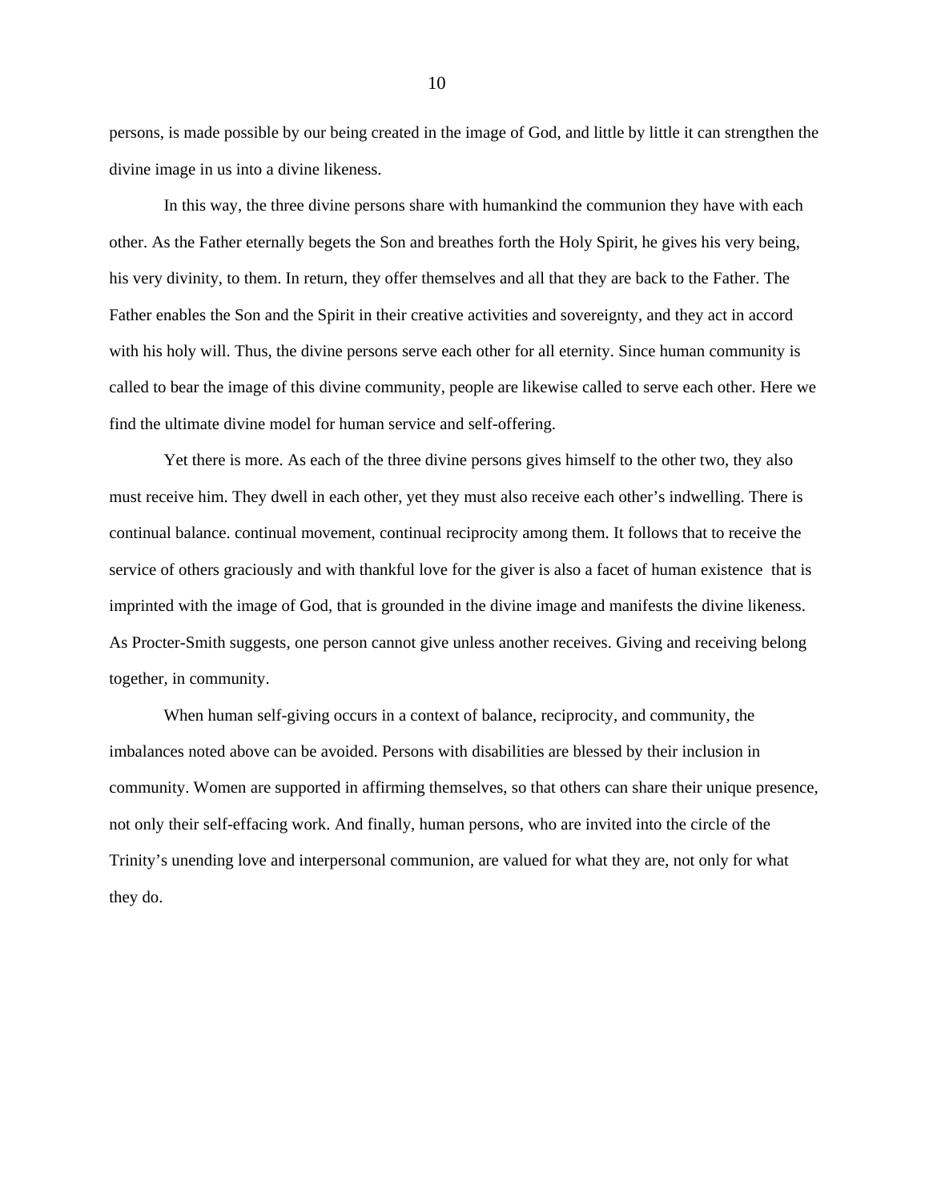persons, is made possible by our being created in the image of God, and little by little it can strengthen the divine image in us into a divine likeness.

In this way, the three divine persons share with humankind the communion they have with each other. As the Father eternally begets the Son and breathes forth the Holy Spirit, he gives his very being, his very divinity, to them. In return, they offer themselves and all that they are back to the Father. The Father enables the Son and the Spirit in their creative activities and sovereignty, and they act in accord with his holy will. Thus, the divine persons serve each other for all eternity. Since human community is called to bear the image of this divine community, people are likewise called to serve each other. Here we find the ultimate divine model for human service and self-offering.

Yet there is more. As each of the three divine persons gives himself to the other two, they also must receive him. They dwell in each other, yet they must also receive each other's indwelling. There is continual balance. continual movement, continual reciprocity among them. It follows that to receive the service of others graciously and with thankful love for the giver is also a facet of human existence that is imprinted with the image of God, that is grounded in the divine image and manifests the divine likeness. As Procter-Smith suggests, one person cannot give unless another receives. Giving and receiving belong together, in community.

When human self-giving occurs in a context of balance, reciprocity, and community, the imbalances noted above can be avoided. Persons with disabilities are blessed by their inclusion in community. Women are supported in affirming themselves, so that others can share their unique presence, not only their self-effacing work. And finally, human persons, who are invited into the circle of the Trinity's unending love and interpersonal communion, are valued for what they are, not only for what they do.